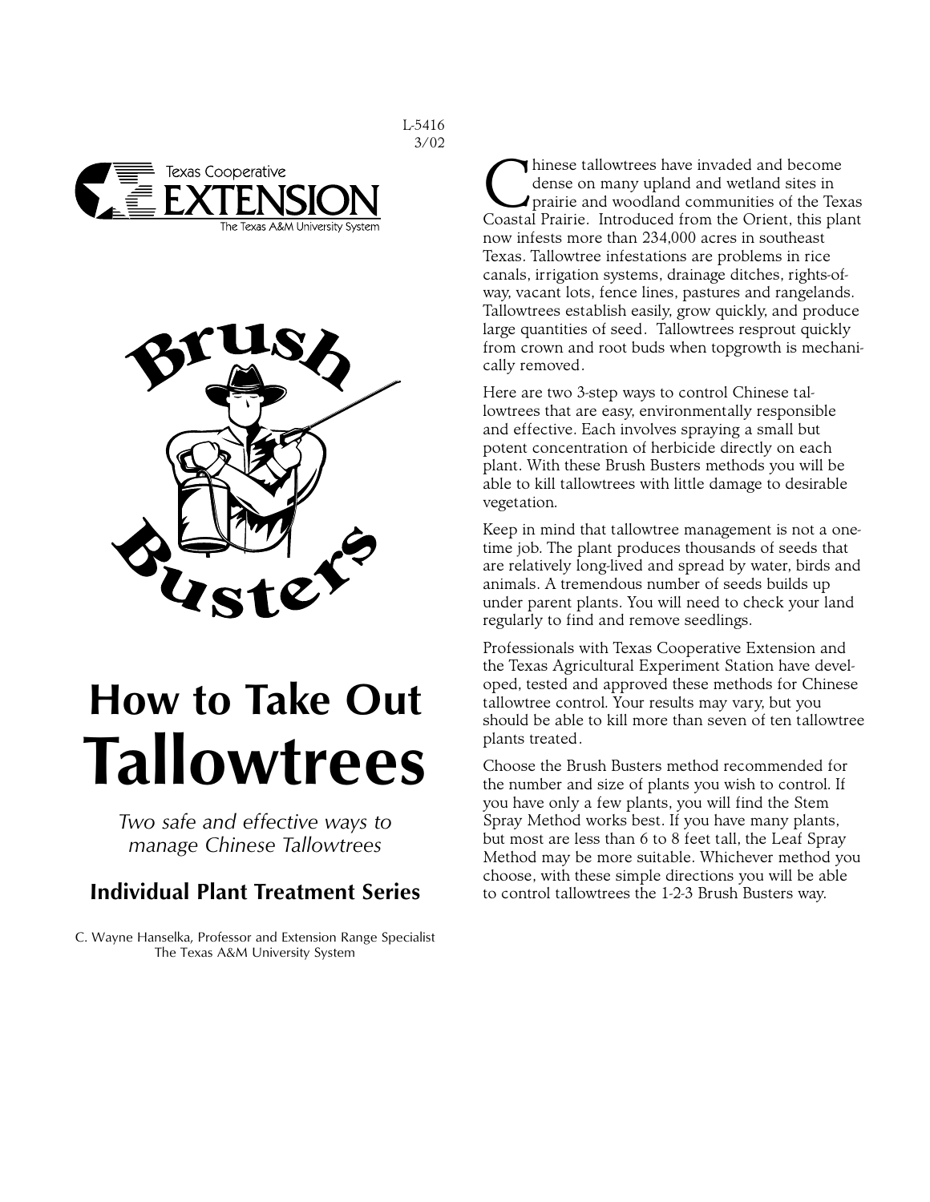L-5416
3/02

Texas Cooperative
EXTENSION
The Texas A&M University System

Brush Busters

# How to Take Out Tallowtrees

*Two safe and effective ways to manage Chinese Tallowtrees*

## Individual Plant Treatment Series

C. Wayne Hanselka, Professor and Extension Range Specialist
The Texas A&M University System

Chinese tallowtrees have invaded and become dense on many upland and wetland sites in prairie and woodland communities of the Texas Coastal Prairie. Introduced from the Orient, this plant now infests more than 234,000 acres in southeast Texas. Tallowtree infestations are problems in rice canals, irrigation systems, drainage ditches, rights-of-way, vacant lots, fence lines, pastures and rangelands. Tallowtrees establish easily, grow quickly, and produce large quantities of seed. Tallowtrees resprout quickly from crown and root buds when topgrowth is mechanically removed.

Here are two 3-step ways to control Chinese tallowtrees that are easy, environmentally responsible and effective. Each involves spraying a small but potent concentration of herbicide directly on each plant. With these Brush Busters methods you will be able to kill tallowtrees with little damage to desirable vegetation.

Keep in mind that tallowtree management is not a one-time job. The plant produces thousands of seeds that are relatively long-lived and spread by water, birds and animals. A tremendous number of seeds builds up under parent plants. You will need to check your land regularly to find and remove seedlings.

Professionals with Texas Cooperative Extension and the Texas Agricultural Experiment Station have developed, tested and approved these methods for Chinese tallowtree control. Your results may vary, but you should be able to kill more than seven of ten tallowtree plants treated.

Choose the Brush Busters method recommended for the number and size of plants you wish to control. If you have only a few plants, you will find the Stem Spray Method works best. If you have many plants, but most are less than 6 to 8 feet tall, the Leaf Spray Method may be more suitable. Whichever method you choose, with these simple directions you will be able to control tallowtrees the 1-2-3 Brush Busters way.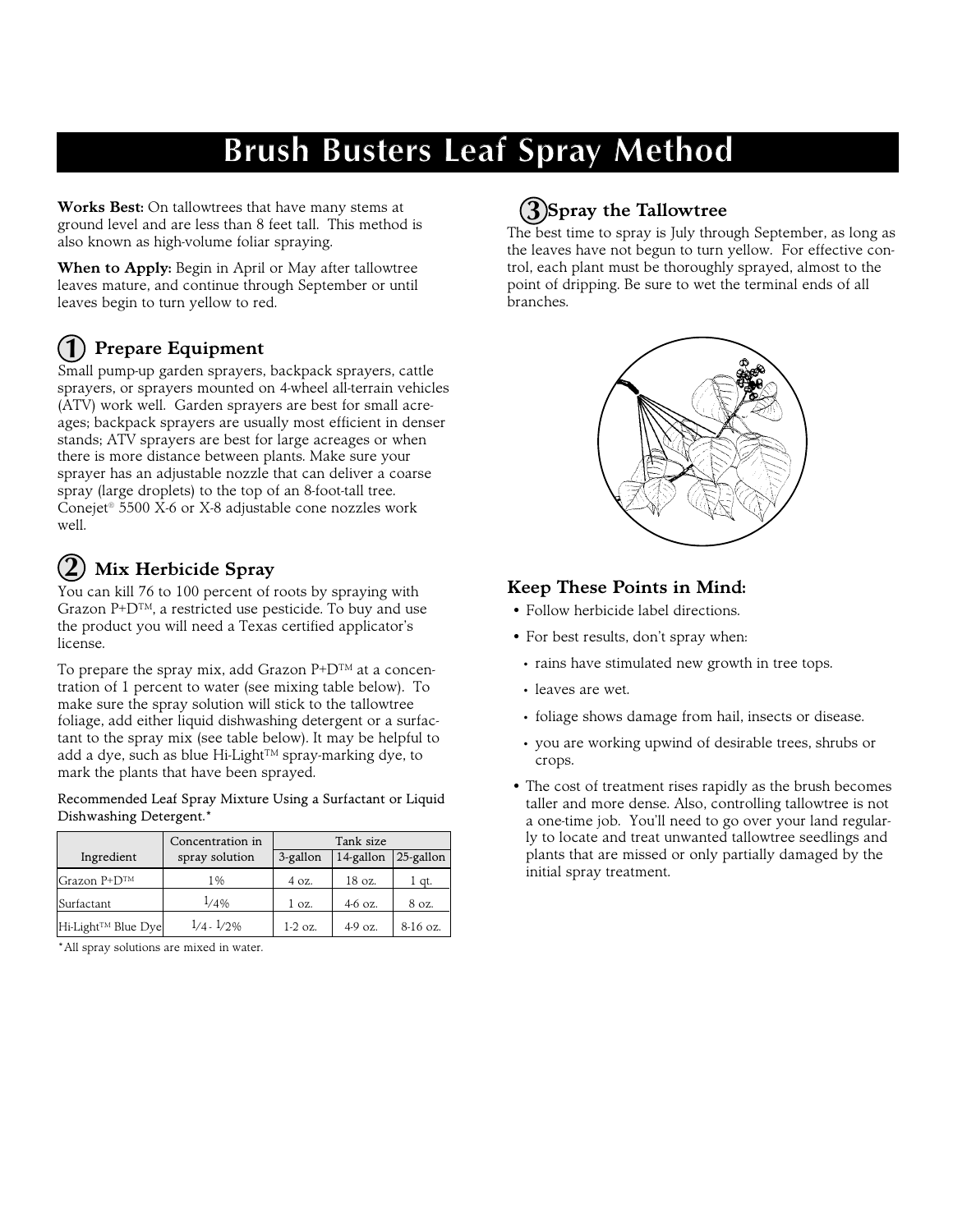# Brush Busters Leaf Spray Method

**Works Best:** On tallowtrees that have many stems at ground level and are less than 8 feet tall. This method is also known as high-volume foliar spraying.

**When to Apply:** Begin in April or May after tallowtree leaves mature, and continue through September or until leaves begin to turn yellow to red.

## 1 Prepare Equipment

Small pump-up garden sprayers, backpack sprayers, cattle sprayers, or sprayers mounted on 4-wheel all-terrain vehicles (ATV) work well. Garden sprayers are best for small acreages; backpack sprayers are usually most efficient in denser stands; ATV sprayers are best for large acreages or when there is more distance between plants. Make sure your sprayer has an adjustable nozzle that can deliver a coarse spray (large droplets) to the top of an 8-foot-tall tree. Conejet® 5500 X-6 or X-8 adjustable cone nozzles work well.

## 2 Mix Herbicide Spray

You can kill 76 to 100 percent of roots by spraying with Grazon P+D™, a restricted use pesticide. To buy and use the product you will need a Texas certified applicator's license.

To prepare the spray mix, add Grazon P+D™ at a concentration of 1 percent to water (see mixing table below). To make sure the spray solution will stick to the tallowtree foliage, add either liquid dishwashing detergent or a surfactant to the spray mix (see table below). It may be helpful to add a dye, such as blue Hi-Light™ spray-marking dye, to mark the plants that have been sprayed.

Recommended Leaf Spray Mixture Using a Surfactant or Liquid Dishwashing Detergent.*

| Ingredient | Concentration in spray solution | Tank size | | |
|---|---|---|---|---|
| | | 3-gallon | 14-gallon | 25-gallon |
| Grazon P+D™ | 1% | 4 oz. | 18 oz. | 1 qt. |
| Surfactant | 1/4% | 1 oz. | 4-6 oz. | 8 oz. |
| Hi-Light™ Blue Dye | 1/4 - 1/2% | 1-2 oz. | 4-9 oz. | 8-16 oz. |

*All spray solutions are mixed in water.

## 3 Spray the Tallowtree

The best time to spray is July through September, as long as the leaves have not begun to turn yellow. For effective control, each plant must be thoroughly sprayed, almost to the point of dripping. Be sure to wet the terminal ends of all branches.

### Keep These Points in Mind:

- Follow herbicide label directions.
- For best results, don't spray when:
  - rains have stimulated new growth in tree tops.
  - leaves are wet.
  - foliage shows damage from hail, insects or disease.
  - you are working upwind of desirable trees, shrubs or crops.
- The cost of treatment rises rapidly as the brush becomes taller and more dense. Also, controlling tallowtree is not a one-time job. You'll need to go over your land regularly to locate and treat unwanted tallowtree seedlings and plants that are missed or only partially damaged by the initial spray treatment.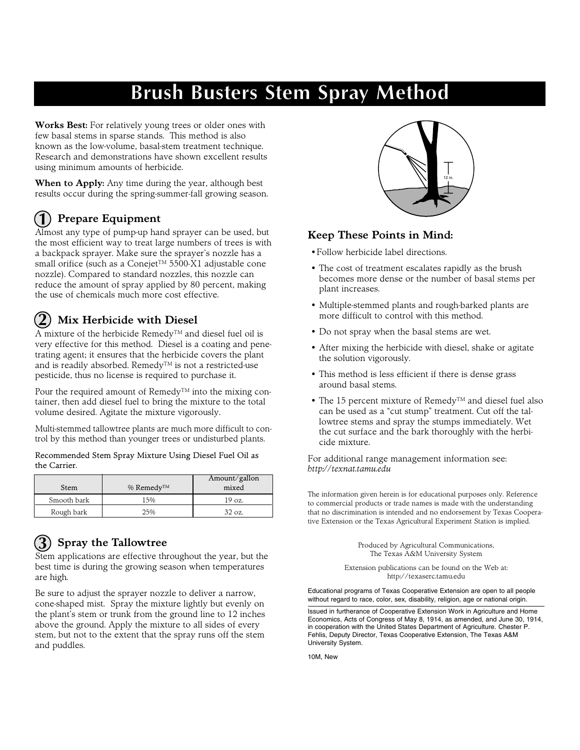# Brush Busters Stem Spray Method

**Works Best:** For relatively young trees or older ones with few basal stems in sparse stands. This method is also known as the low-volume, basal-stem treatment technique. Research and demonstrations have shown excellent results using minimum amounts of herbicide.

**When to Apply:** Any time during the year, although best results occur during the spring-summer-fall growing season.

## 1 Prepare Equipment

Almost any type of pump-up hand sprayer can be used, but the most efficient way to treat large numbers of trees is with a backpack sprayer. Make sure the sprayer's nozzle has a small orifice (such as a Conejet™ 5500-X1 adjustable cone nozzle). Compared to standard nozzles, this nozzle can reduce the amount of spray applied by 80 percent, making the use of chemicals much more cost effective.

## 2 Mix Herbicide with Diesel

A mixture of the herbicide Remedy™ and diesel fuel oil is very effective for this method. Diesel is a coating and penetrating agent; it ensures that the herbicide covers the plant and is readily absorbed. Remedy™ is not a restricted-use pesticide, thus no license is required to purchase it.

Pour the required amount of Remedy™ into the mixing container, then add diesel fuel to bring the mixture to the total volume desired. Agitate the mixture vigorously.

Multi-stemmed tallowtree plants are much more difficult to control by this method than younger trees or undisturbed plants.

Recommended Stem Spray Mixture Using Diesel Fuel Oil as the Carrier.

| Stem | % Remedy™ | Amount/gallon mixed |
|---|---|---|
| Smooth bark | 15% | 19 oz. |
| Rough bark | 25% | 32 oz. |

## 3 Spray the Tallowtree

Stem applications are effective throughout the year, but the best time is during the growing season when temperatures are high.

Be sure to adjust the sprayer nozzle to deliver a narrow, cone-shaped mist. Spray the mixture lightly but evenly on the plant's stem or trunk from the ground line to 12 inches above the ground. Apply the mixture to all sides of every stem, but not to the extent that the spray runs off the stem and puddles.

12 in.

### Keep These Points in Mind:

- Follow herbicide label directions.
- The cost of treatment escalates rapidly as the brush becomes more dense or the number of basal stems per plant increases.
- Multiple-stemmed plants and rough-barked plants are more difficult to control with this method.
- Do not spray when the basal stems are wet.
- After mixing the herbicide with diesel, shake or agitate the solution vigorously.
- This method is less efficient if there is dense grass around basal stems.
- The 15 percent mixture of Remedy™ and diesel fuel also can be used as a "cut stump" treatment. Cut off the tallowtree stems and spray the stumps immediately. Wet the cut surface and the bark thoroughly with the herbicide mixture.

For additional range management information see: *http://texnat.tamu.edu*

The information given herein is for educational purposes only. Reference to commercial products or trade names is made with the understanding that no discrimination is intended and no endorsement by Texas Cooperative Extension or the Texas Agricultural Experiment Station is implied.

Produced by Agricultural Communications, The Texas A&M University System

Extension publications can be found on the Web at: http://texaserc.tamu.edu

Educational programs of Texas Cooperative Extension are open to all people without regard to race, color, sex, disability, religion, age or national origin.

Issued in furtherance of Cooperative Extension Work in Agriculture and Home Economics, Acts of Congress of May 8, 1914, as amended, and June 30, 1914, in cooperation with the United States Department of Agriculture. Chester P. Fehlis, Deputy Director, Texas Cooperative Extension, The Texas A&M University System.

10M, New